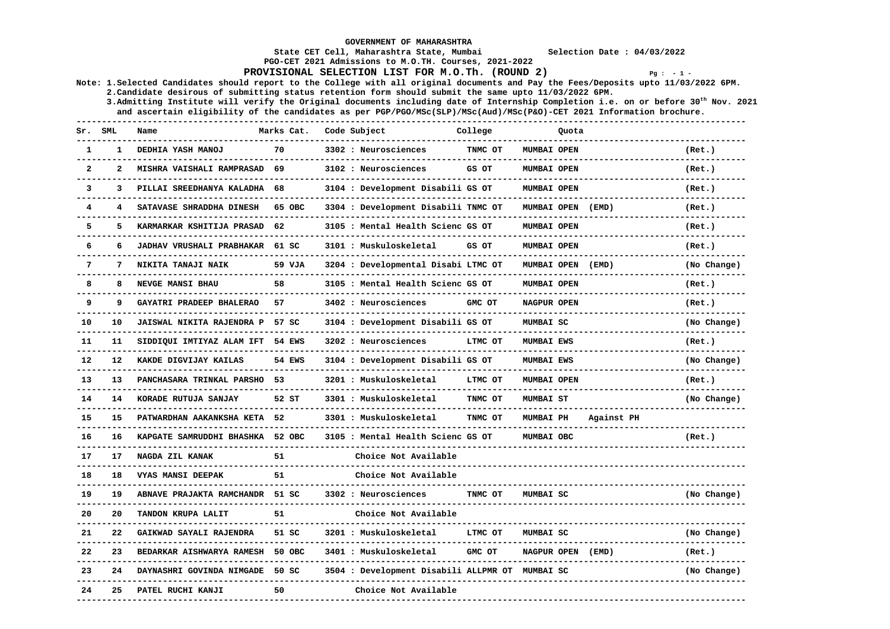**GOVERNMENT OF MAHARASHTRA**

**State CET Cell, Maharashtra State, Mumbai** **Selection Date : 04/03/2022**

**PGO-CET 2021 Admissions to M.O.TH. Courses, 2021-2022**

## PROVISIONAL SELECTION LIST FOR M.O.Th. (ROUND 2)

**Note: 1.Selected Candidates should report to the College with all original documents and Pay the Fees/Deposits upto 11/03/2022 6PM.**
**2.Candidate desirous of submitting status retention form should submit the same upto 11/03/2022 6PM.**
**3.Admitting Institute will verify the Original documents including date of Internship Completion i.e. on or before 30th Nov. 2021 and ascertain eligibility of the candidates as per PGP/PGO/MSc(SLP)/MSc(Aud)/MSc(P&O)-CET 2021 Information brochure.**

| Sr. | SML | Name | Marks | Cat. | Code Subject | College | Quota | | |
|---|---|---|---|---|---|---|---|---|---|
| 1 | 1 | DEDHIA YASH MANOJ | 70 | | 3302 : Neurosciences | TNMC OT | MUMBAI OPEN | | (Ret.) |
| 2 | 2 | MISHRA VAISHALI RAMPRASAD | 69 | | 3102 : Neurosciences | GS OT | MUMBAI OPEN | | (Ret.) |
| 3 | 3 | PILLAI SREEDHANYA KALADHA | 68 | | 3104 : Development Disabili | GS OT | MUMBAI OPEN | | (Ret.) |
| 4 | 4 | SATAVASE SHRADDHA DINESH | 65 | OBC | 3304 : Development Disabili | TNMC OT | MUMBAI OPEN (EMD) | | (Ret.) |
| 5 | 5 | KARMARKAR KSHITIJA PRASAD | 62 | | 3105 : Mental Health Scienc | GS OT | MUMBAI OPEN | | (Ret.) |
| 6 | 6 | JADHAV VRUSHALI PRABHAKAR | 61 | SC | 3101 : Muskuloskeletal | GS OT | MUMBAI OPEN | | (Ret.) |
| 7 | 7 | NIKITA TANAJI NAIK | 59 | VJA | 3204 : Developmental Disabi | LTMC OT | MUMBAI OPEN (EMD) | | (No Change) |
| 8 | 8 | NEVGE MANSI BHAU | 58 | | 3105 : Mental Health Scienc | GS OT | MUMBAI OPEN | | (Ret.) |
| 9 | 9 | GAYATRI PRADEEP BHALERAO | 57 | | 3402 : Neurosciences | GMC OT | NAGPUR OPEN | | (Ret.) |
| 10 | 10 | JAISWAL NIKITA RAJENDRA P | 57 | SC | 3104 : Development Disabili | GS OT | MUMBAI SC | | (No Change) |
| 11 | 11 | SIDDIQUI IMTIYAZ ALAM IFT | 54 | EWS | 3202 : Neurosciences | LTMC OT | MUMBAI EWS | | (Ret.) |
| 12 | 12 | KAKDE DIGVIJAY KAILAS | 54 | EWS | 3104 : Development Disabili | GS OT | MUMBAI EWS | | (No Change) |
| 13 | 13 | PANCHASARA TRINKAL PARSHO | 53 | | 3201 : Muskuloskeletal | LTMC OT | MUMBAI OPEN | | (Ret.) |
| 14 | 14 | KORADE RUTUJA SANJAY | 52 | ST | 3301 : Muskuloskeletal | TNMC OT | MUMBAI ST | | (No Change) |
| 15 | 15 | PATWARDHAN AAKANKSHA KETA | 52 | | 3301 : Muskuloskeletal | TNMC OT | MUMBAI PH | Against PH | |
| 16 | 16 | KAPGATE SAMRUDDHI BHASHKA | 52 | OBC | 3105 : Mental Health Scienc | GS OT | MUMBAI OBC | | (Ret.) |
| 17 | 17 | NAGDA ZIL KANAK | 51 | | Choice Not Available | | | | |
| 18 | 18 | VYAS MANSI DEEPAK | 51 | | Choice Not Available | | | | |
| 19 | 19 | ABNAVE PRAJAKTA RAMCHANDR | 51 | SC | 3302 : Neurosciences | TNMC OT | MUMBAI SC | | (No Change) |
| 20 | 20 | TANDON KRUPA LALIT | 51 | | Choice Not Available | | | | |
| 21 | 22 | GAIKWAD SAYALI RAJENDRA | 51 | SC | 3201 : Muskuloskeletal | LTMC OT | MUMBAI SC | | (No Change) |
| 22 | 23 | BEDARKAR AISHWARYA RAMESH | 50 | OBC | 3401 : Muskuloskeletal | GMC OT | NAGPUR OPEN (EMD) | | (Ret.) |
| 23 | 24 | DAYNASHRI GOVINDA NIMGADE | 50 | SC | 3504 : Development Disabili | ALLPMR OT | MUMBAI SC | | (No Change) |
| 24 | 25 | PATEL RUCHI KANJI | 50 | | Choice Not Available | | | | |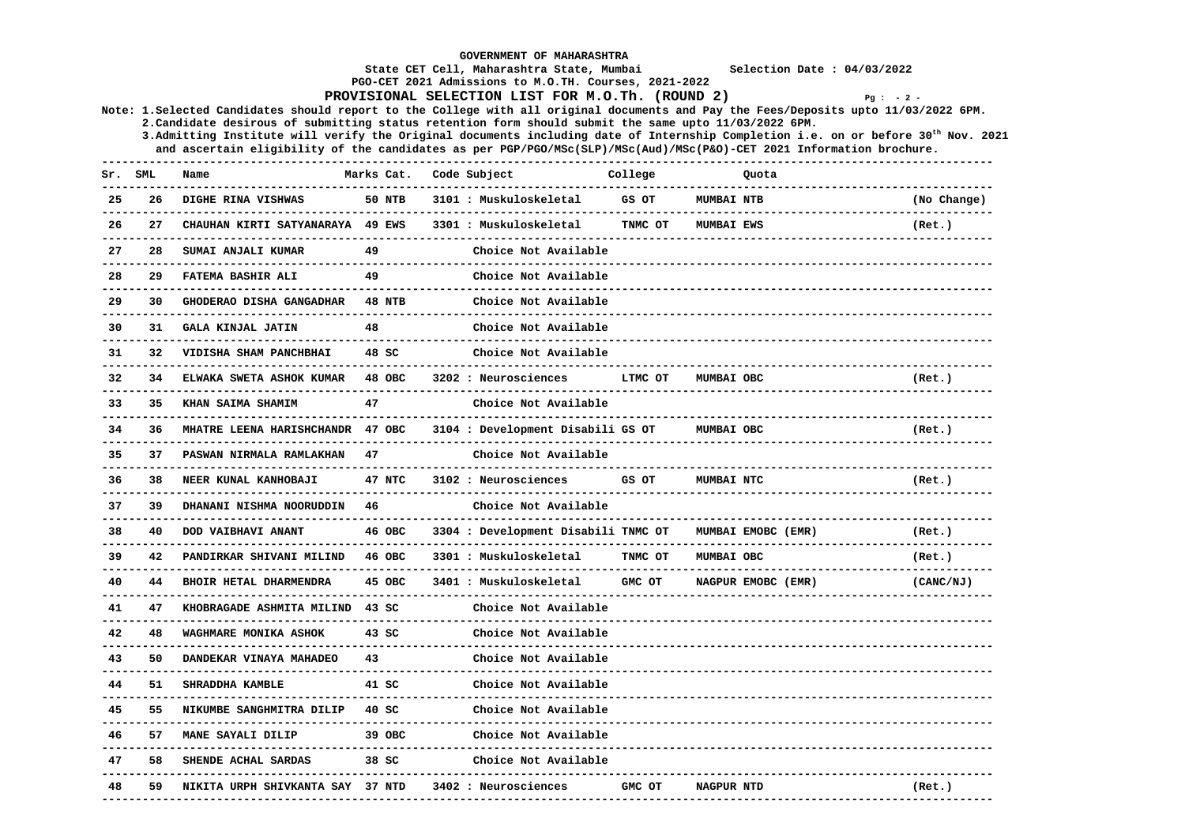GOVERNMENT OF MAHARASHTRA

State CET Cell, Maharashtra State, Mumbai        Selection Date : 04/03/2022

PGO-CET 2021 Admissions to M.O.TH. Courses, 2021-2022

**PROVISIONAL SELECTION LIST FOR M.O.Th. (ROUND 2)**

Note: 1.Selected Candidates should report to the College with all original documents and Pay the Fees/Deposits upto 11/03/2022 6PM.

2.Candidate desirous of submitting status retention form should submit the same upto 11/03/2022 6PM.

3.Admitting Institute will verify the Original documents including date of Internship Completion i.e. on or before 30th Nov. 2021 and ascertain eligibility of the candidates as per PGP/PGO/MSc(SLP)/MSc(Aud)/MSc(P&O)-CET 2021 Information brochure.

| Sr. | SML | Name | Marks | Cat. | Code Subject | College | Quota | |
|---|---|---|---|---|---|---|---|---|
| 25 | 26 | DIGHE RINA VISHWAS | 50 | NTB | 3101 : Muskuloskeletal | GS OT | MUMBAI NTB | (No Change) |
| 26 | 27 | CHAUHAN KIRTI SATYANARAYA | 49 | EWS | 3301 : Muskuloskeletal | TNMC OT | MUMBAI EWS | (Ret.) |
| 27 | 28 | SUMAI ANJALI KUMAR | 49 | | Choice Not Available | | | |
| 28 | 29 | FATEMA BASHIR ALI | 49 | | Choice Not Available | | | |
| 29 | 30 | GHODERAO DISHA GANGADHAR | 48 | NTB | Choice Not Available | | | |
| 30 | 31 | GALA KINJAL JATIN | 48 | | Choice Not Available | | | |
| 31 | 32 | VIDISHA SHAM PANCHBHAI | 48 | SC | Choice Not Available | | | |
| 32 | 34 | ELWAKA SWETA ASHOK KUMAR | 48 | OBC | 3202 : Neurosciences | LTMC OT | MUMBAI OBC | (Ret.) |
| 33 | 35 | KHAN SAIMA SHAMIM | 47 | | Choice Not Available | | | |
| 34 | 36 | MHATRE LEENA HARISHCHANDR | 47 | OBC | 3104 : Development Disabili | GS OT | MUMBAI OBC | (Ret.) |
| 35 | 37 | PASWAN NIRMALA RAMLAKHAN | 47 | | Choice Not Available | | | |
| 36 | 38 | NEER KUNAL KANHOBAJI | 47 | NTC | 3102 : Neurosciences | GS OT | MUMBAI NTC | (Ret.) |
| 37 | 39 | DHANANI NISHMA NOORUDDIN | 46 | | Choice Not Available | | | |
| 38 | 40 | DOD VAIBHAVI ANANT | 46 | OBC | 3304 : Development Disabili | TNMC OT | MUMBAI EMOBC (EMR) | (Ret.) |
| 39 | 42 | PANDIRKAR SHIVANI MILIND | 46 | OBC | 3301 : Muskuloskeletal | TNMC OT | MUMBAI OBC | (Ret.) |
| 40 | 44 | BHOIR HETAL DHARMENDRA | 45 | OBC | 3401 : Muskuloskeletal | GMC OT | NAGPUR EMOBC (EMR) | (CANC/NJ) |
| 41 | 47 | KHOBRAGADE ASHMITA MILIND | 43 | SC | Choice Not Available | | | |
| 42 | 48 | WAGHMARE MONIKA ASHOK | 43 | SC | Choice Not Available | | | |
| 43 | 50 | DANDEKAR VINAYA MAHADEO | 43 | | Choice Not Available | | | |
| 44 | 51 | SHRADDHA KAMBLE | 41 | SC | Choice Not Available | | | |
| 45 | 55 | NIKUMBE SANGHMITRA DILIP | 40 | SC | Choice Not Available | | | |
| 46 | 57 | MANE SAYALI DILIP | 39 | OBC | Choice Not Available | | | |
| 47 | 58 | SHENDE ACHAL SARDAS | 38 | SC | Choice Not Available | | | |
| 48 | 59 | NIKITA URPH SHIVKANTA SAY | 37 | NTD | 3402 : Neurosciences | GMC OT | NAGPUR NTD | (Ret.) |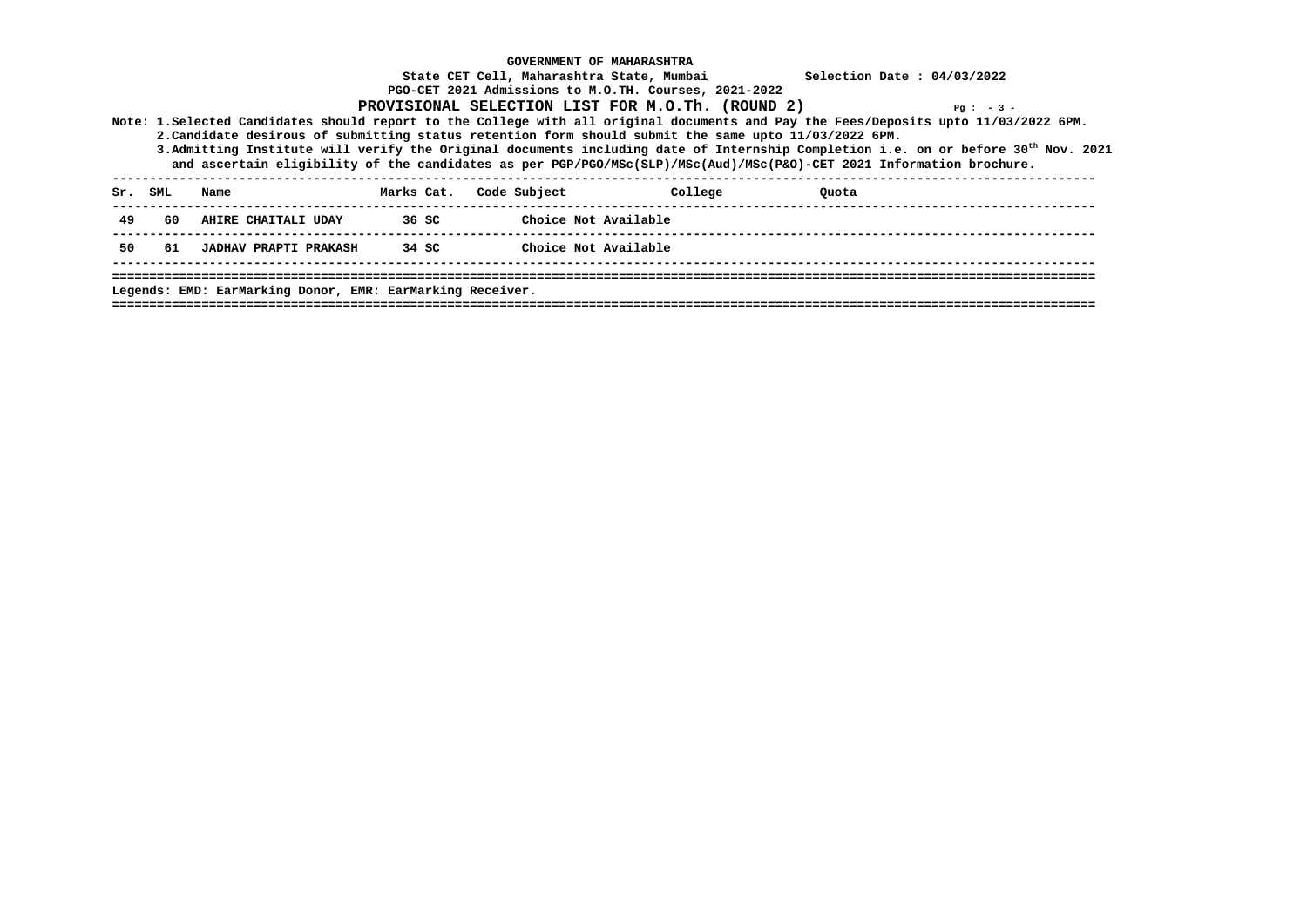GOVERNMENT OF MAHARASHTRA

State CET Cell, Maharashtra State, Mumbai Selection Date : 04/03/2022

PGO-CET 2021 Admissions to M.O.TH. Courses, 2021-2022

**PROVISIONAL SELECTION LIST FOR M.O.Th. (ROUND 2)**

Note: 1.Selected Candidates should report to the College with all original documents and Pay the Fees/Deposits upto 11/03/2022 6PM.
2.Candidate desirous of submitting status retention form should submit the same upto 11/03/2022 6PM.
3.Admitting Institute will verify the Original documents including date of Internship Completion i.e. on or before 30th Nov. 2021 and ascertain eligibility of the candidates as per PGP/PGO/MSc(SLP)/MSc(Aud)/MSc(P&O)-CET 2021 Information brochure.

| Sr. | SML | Name | Marks | Cat. | Code Subject | College | Quota |
|---|---|---|---|---|---|---|---|
| 49 | 60 | AHIRE CHAITALI UDAY | 36 | SC | Choice Not Available | | |
| 50 | 61 | JADHAV PRAPTI PRAKASH | 34 | SC | Choice Not Available | | |

Legends: EMD: EarMarking Donor, EMR: EarMarking Receiver.